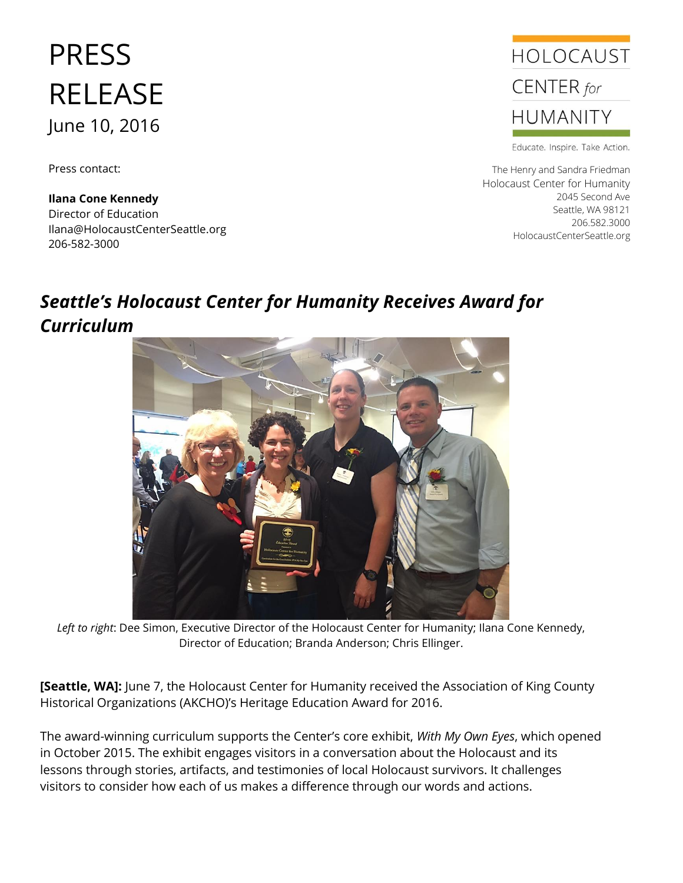# PRESS RELEASE

June 10, 2016

Press contact:

**Ilana Cone Kennedy**
Director of Education
Ilana@HolocaustCenterSeattle.org
206-582-3000

HOLOCAUST CENTER *for* HUMANITY

Educate. Inspire. Take Action.

The Henry and Sandra Friedman
Holocaust Center for Humanity
2045 Second Ave
Seattle, WA 98121
206.582.3000
HolocaustCenterSeattle.org

## *Seattle's Holocaust Center for Humanity Receives Award for Curriculum*

*Left to right*: Dee Simon, Executive Director of the Holocaust Center for Humanity; Ilana Cone Kennedy, Director of Education; Branda Anderson; Chris Ellinger.

**[Seattle, WA]:** June 7, the Holocaust Center for Humanity received the Association of King County Historical Organizations (AKCHO)'s Heritage Education Award for 2016.

The award-winning curriculum supports the Center's core exhibit, *With My Own Eyes*, which opened in October 2015. The exhibit engages visitors in a conversation about the Holocaust and its lessons through stories, artifacts, and testimonies of local Holocaust survivors. It challenges visitors to consider how each of us makes a difference through our words and actions.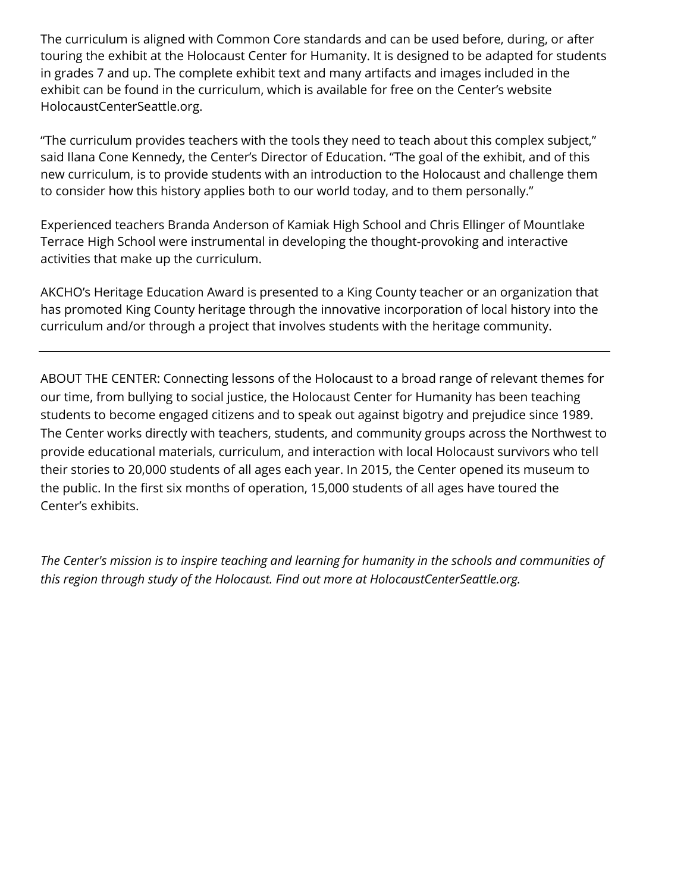The curriculum is aligned with Common Core standards and can be used before, during, or after touring the exhibit at the Holocaust Center for Humanity. It is designed to be adapted for students in grades 7 and up. The complete exhibit text and many artifacts and images included in the exhibit can be found in the curriculum, which is available for free on the Center's website HolocaustCenterSeattle.org.

"The curriculum provides teachers with the tools they need to teach about this complex subject," said Ilana Cone Kennedy, the Center's Director of Education. "The goal of the exhibit, and of this new curriculum, is to provide students with an introduction to the Holocaust and challenge them to consider how this history applies both to our world today, and to them personally."

Experienced teachers Branda Anderson of Kamiak High School and Chris Ellinger of Mountlake Terrace High School were instrumental in developing the thought-provoking and interactive activities that make up the curriculum.

AKCHO's Heritage Education Award is presented to a King County teacher or an organization that has promoted King County heritage through the innovative incorporation of local history into the curriculum and/or through a project that involves students with the heritage community.

---

ABOUT THE CENTER: Connecting lessons of the Holocaust to a broad range of relevant themes for our time, from bullying to social justice, the Holocaust Center for Humanity has been teaching students to become engaged citizens and to speak out against bigotry and prejudice since 1989. The Center works directly with teachers, students, and community groups across the Northwest to provide educational materials, curriculum, and interaction with local Holocaust survivors who tell their stories to 20,000 students of all ages each year. In 2015, the Center opened its museum to the public. In the first six months of operation, 15,000 students of all ages have toured the Center's exhibits.

*The Center's mission is to inspire teaching and learning for humanity in the schools and communities of this region through study of the Holocaust. Find out more at HolocaustCenterSeattle.org.*